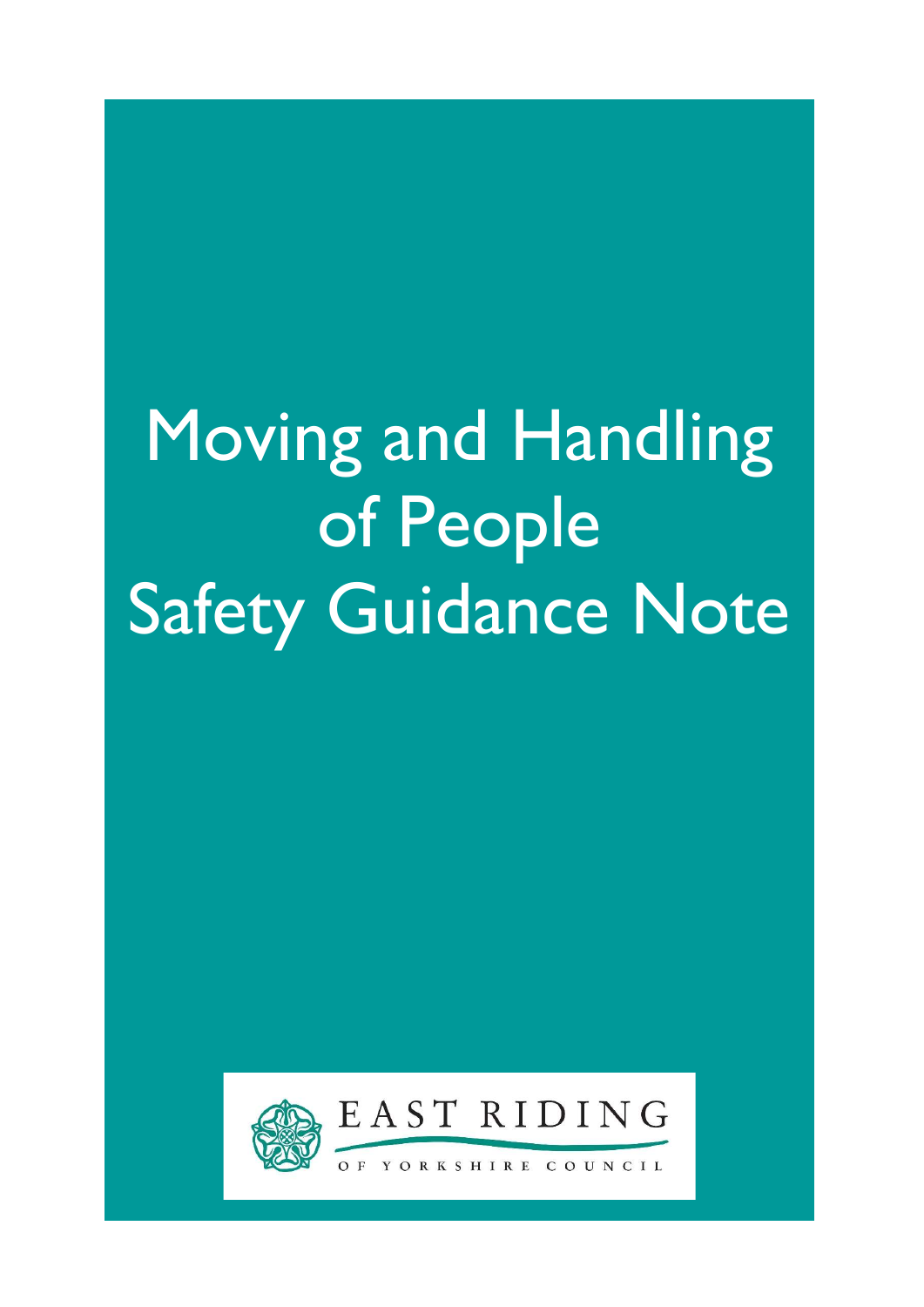# Moving and Handling of People Safety Guidance Note

EAST RIDING OF YORKSHIRE COUNCIL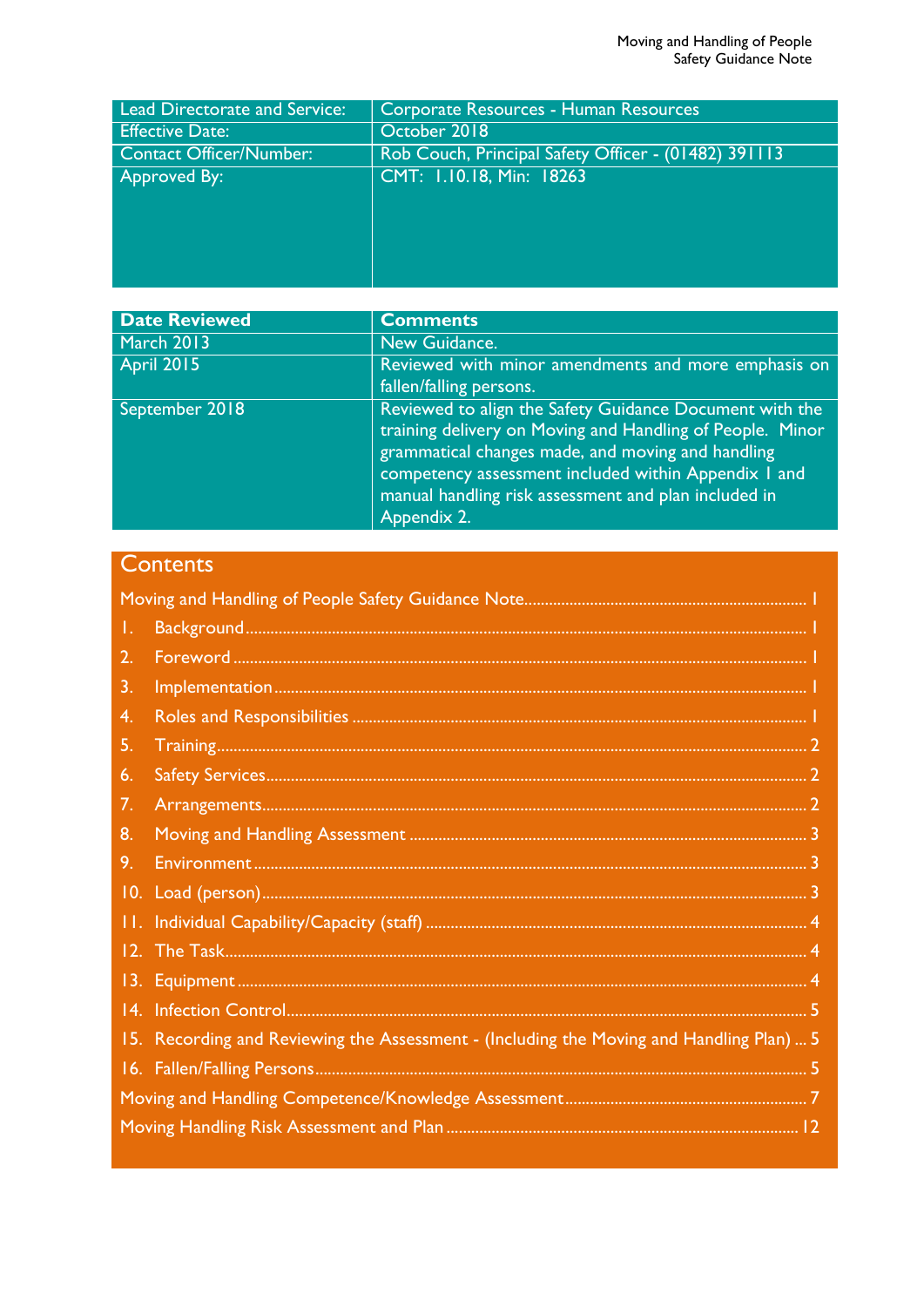| Lead Directorate and Service: | Corporate Resources - Human Resources |
|---|---|
| Effective Date: | October 2018 |
| Contact Officer/Number: | Rob Couch, Principal Safety Officer - (01482) 391113 |
| Approved By: | CMT: 1.10.18, Min: 18263 |

| Date Reviewed | Comments |
|---|---|
| March 2013 | New Guidance. |
| April 2015 | Reviewed with minor amendments and more emphasis on fallen/falling persons. |
| September 2018 | Reviewed to align the Safety Guidance Document with the training delivery on Moving and Handling of People. Minor grammatical changes made, and moving and handling competency assessment included within Appendix 1 and manual handling risk assessment and plan included in Appendix 2. |

## Contents

Moving and Handling of People Safety Guidance Note ........ 1

1. Background ........ 1
2. Foreword ........ 1
3. Implementation ........ 1
4. Roles and Responsibilities ........ 1
5. Training ........ 2
6. Safety Services ........ 2
7. Arrangements ........ 2
8. Moving and Handling Assessment ........ 3
9. Environment ........ 3
10. Load (person) ........ 3
11. Individual Capability/Capacity (staff) ........ 4
12. The Task ........ 4
13. Equipment ........ 4
14. Infection Control ........ 5
15. Recording and Reviewing the Assessment - (Including the Moving and Handling Plan) ... 5
16. Fallen/Falling Persons ........ 5

Moving and Handling Competence/Knowledge Assessment ........ 7

Moving Handling Risk Assessment and Plan ........ 12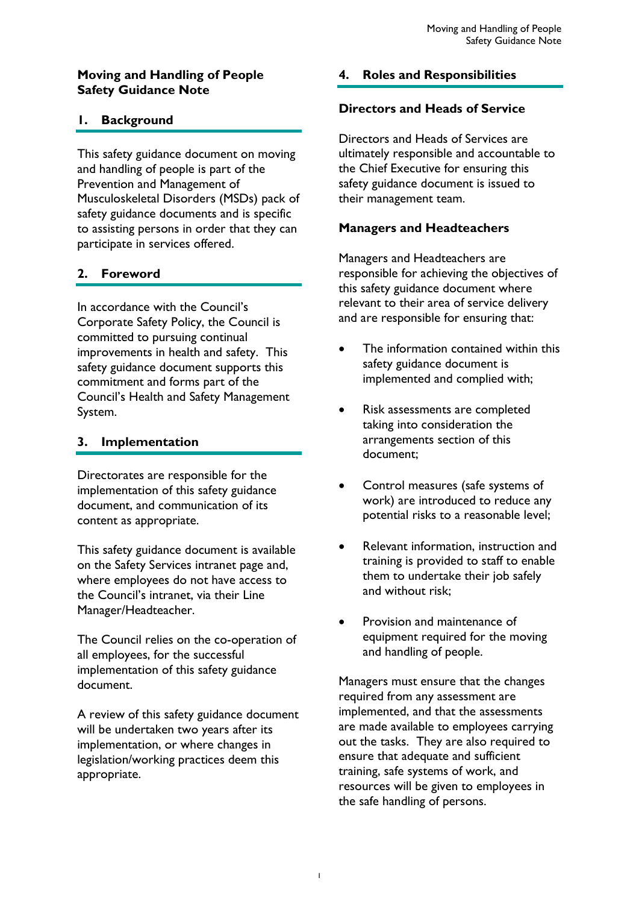# Moving and Handling of People Safety Guidance Note

## 1. Background

This safety guidance document on moving and handling of people is part of the Prevention and Management of Musculoskeletal Disorders (MSDs) pack of safety guidance documents and is specific to assisting persons in order that they can participate in services offered.

## 2. Foreword

In accordance with the Council's Corporate Safety Policy, the Council is committed to pursuing continual improvements in health and safety. This safety guidance document supports this commitment and forms part of the Council's Health and Safety Management System.

## 3. Implementation

Directorates are responsible for the implementation of this safety guidance document, and communication of its content as appropriate.

This safety guidance document is available on the Safety Services intranet page and, where employees do not have access to the Council's intranet, via their Line Manager/Headteacher.

The Council relies on the co-operation of all employees, for the successful implementation of this safety guidance document.

A review of this safety guidance document will be undertaken two years after its implementation, or where changes in legislation/working practices deem this appropriate.

## 4. Roles and Responsibilities

### Directors and Heads of Service

Directors and Heads of Services are ultimately responsible and accountable to the Chief Executive for ensuring this safety guidance document is issued to their management team.

### Managers and Headteachers

Managers and Headteachers are responsible for achieving the objectives of this safety guidance document where relevant to their area of service delivery and are responsible for ensuring that:

- The information contained within this safety guidance document is implemented and complied with;
- Risk assessments are completed taking into consideration the arrangements section of this document;
- Control measures (safe systems of work) are introduced to reduce any potential risks to a reasonable level;
- Relevant information, instruction and training is provided to staff to enable them to undertake their job safely and without risk;
- Provision and maintenance of equipment required for the moving and handling of people.

Managers must ensure that the changes required from any assessment are implemented, and that the assessments are made available to employees carrying out the tasks. They are also required to ensure that adequate and sufficient training, safe systems of work, and resources will be given to employees in the safe handling of persons.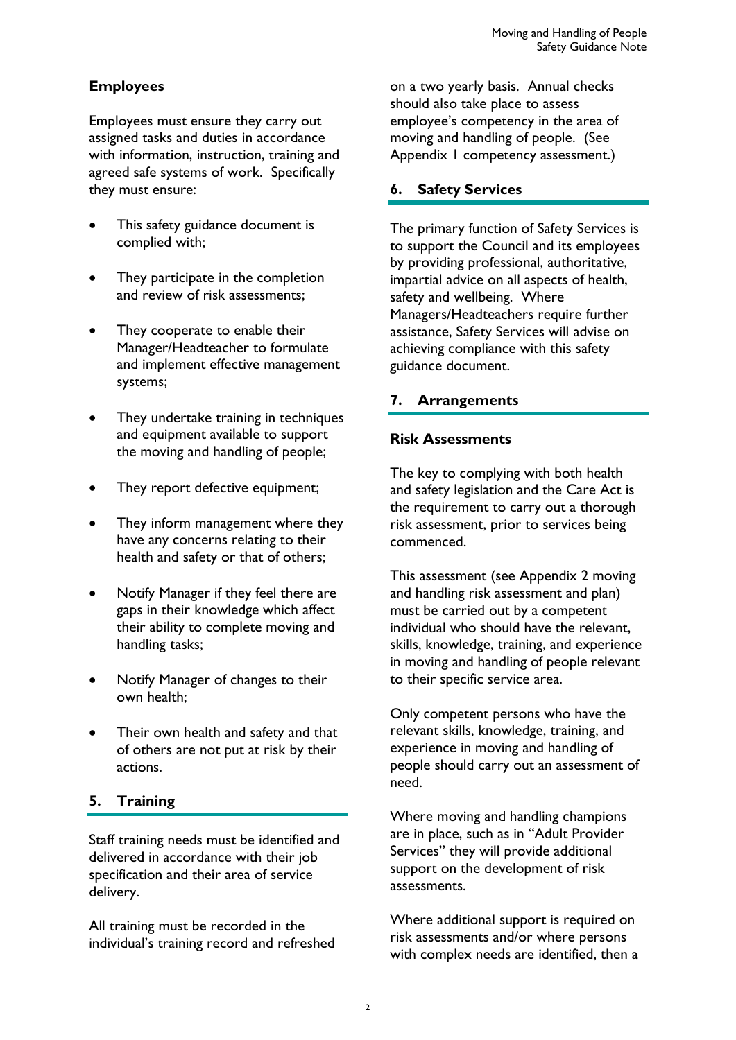### Employees

Employees must ensure they carry out assigned tasks and duties in accordance with information, instruction, training and agreed safe systems of work. Specifically they must ensure:

- This safety guidance document is complied with;
- They participate in the completion and review of risk assessments;
- They cooperate to enable their Manager/Headteacher to formulate and implement effective management systems;
- They undertake training in techniques and equipment available to support the moving and handling of people;
- They report defective equipment;
- They inform management where they have any concerns relating to their health and safety or that of others;
- Notify Manager if they feel there are gaps in their knowledge which affect their ability to complete moving and handling tasks;
- Notify Manager of changes to their own health;
- Their own health and safety and that of others are not put at risk by their actions.

## 5. Training

Staff training needs must be identified and delivered in accordance with their job specification and their area of service delivery.

All training must be recorded in the individual's training record and refreshed on a two yearly basis. Annual checks should also take place to assess employee's competency in the area of moving and handling of people. (See Appendix 1 competency assessment.)

## 6. Safety Services

The primary function of Safety Services is to support the Council and its employees by providing professional, authoritative, impartial advice on all aspects of health, safety and wellbeing. Where Managers/Headteachers require further assistance, Safety Services will advise on achieving compliance with this safety guidance document.

## 7. Arrangements

### Risk Assessments

The key to complying with both health and safety legislation and the Care Act is the requirement to carry out a thorough risk assessment, prior to services being commenced.

This assessment (see Appendix 2 moving and handling risk assessment and plan) must be carried out by a competent individual who should have the relevant, skills, knowledge, training, and experience in moving and handling of people relevant to their specific service area.

Only competent persons who have the relevant skills, knowledge, training, and experience in moving and handling of people should carry out an assessment of need.

Where moving and handling champions are in place, such as in "Adult Provider Services" they will provide additional support on the development of risk assessments.

Where additional support is required on risk assessments and/or where persons with complex needs are identified, then a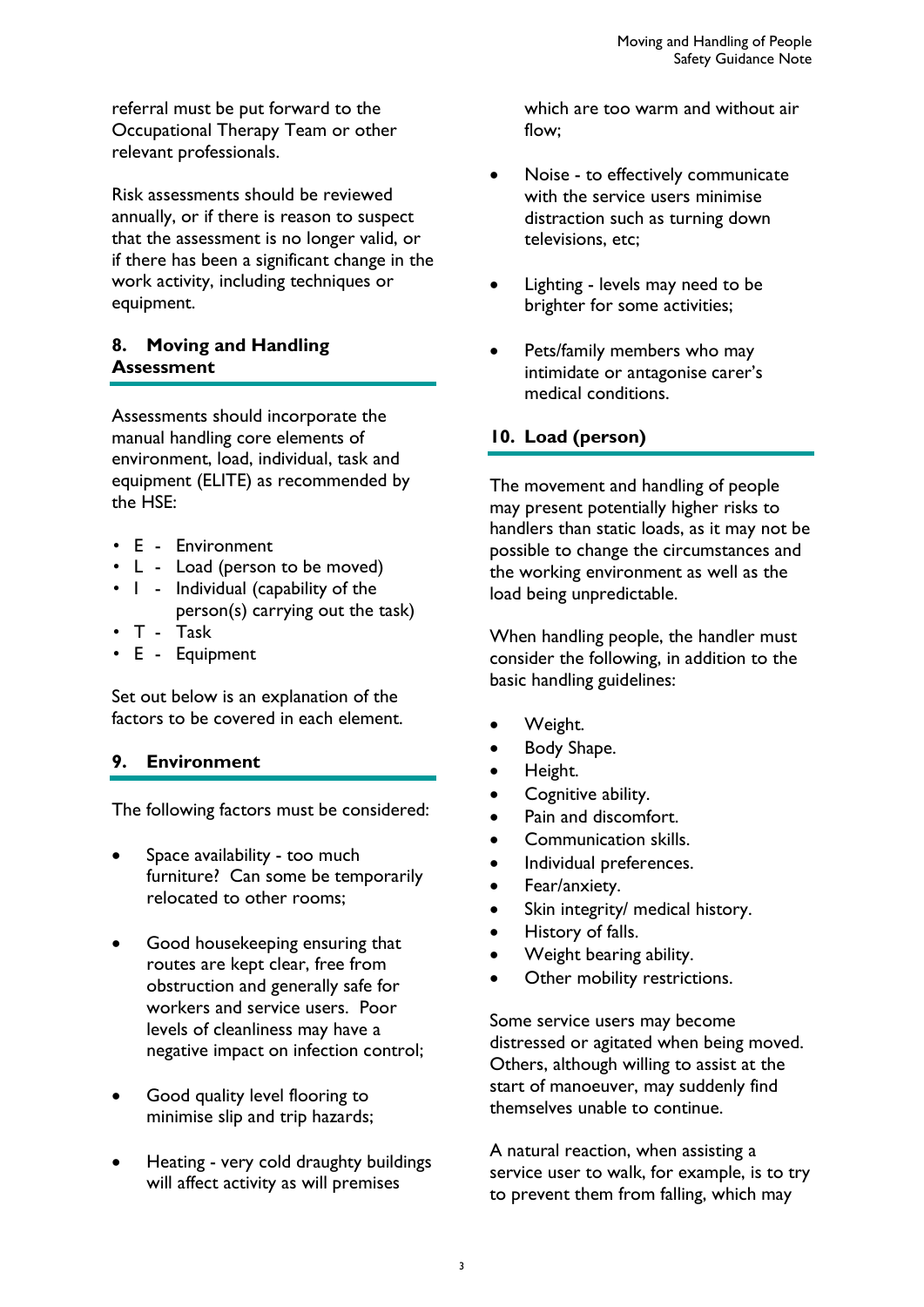referral must be put forward to the Occupational Therapy Team or other relevant professionals.

Risk assessments should be reviewed annually, or if there is reason to suspect that the assessment is no longer valid, or if there has been a significant change in the work activity, including techniques or equipment.

## 8. Moving and Handling Assessment

Assessments should incorporate the manual handling core elements of environment, load, individual, task and equipment (ELITE) as recommended by the HSE:

- E - Environment
- L - Load (person to be moved)
- I - Individual (capability of the person(s) carrying out the task)
- T - Task
- E - Equipment

Set out below is an explanation of the factors to be covered in each element.

## 9. Environment

The following factors must be considered:

- Space availability - too much furniture? Can some be temporarily relocated to other rooms;

- Good housekeeping ensuring that routes are kept clear, free from obstruction and generally safe for workers and service users. Poor levels of cleanliness may have a negative impact on infection control;

- Good quality level flooring to minimise slip and trip hazards;

- Heating - very cold draughty buildings will affect activity as will premises which are too warm and without air flow;

- Noise - to effectively communicate with the service users minimise distraction such as turning down televisions, etc;

- Lighting - levels may need to be brighter for some activities;

- Pets/family members who may intimidate or antagonise carer's medical conditions.

## 10. Load (person)

The movement and handling of people may present potentially higher risks to handlers than static loads, as it may not be possible to change the circumstances and the working environment as well as the load being unpredictable.

When handling people, the handler must consider the following, in addition to the basic handling guidelines:

- Weight.
- Body Shape.
- Height.
- Cognitive ability.
- Pain and discomfort.
- Communication skills.
- Individual preferences.
- Fear/anxiety.
- Skin integrity/ medical history.
- History of falls.
- Weight bearing ability.
- Other mobility restrictions.

Some service users may become distressed or agitated when being moved. Others, although willing to assist at the start of manoeuver, may suddenly find themselves unable to continue.

A natural reaction, when assisting a service user to walk, for example, is to try to prevent them from falling, which may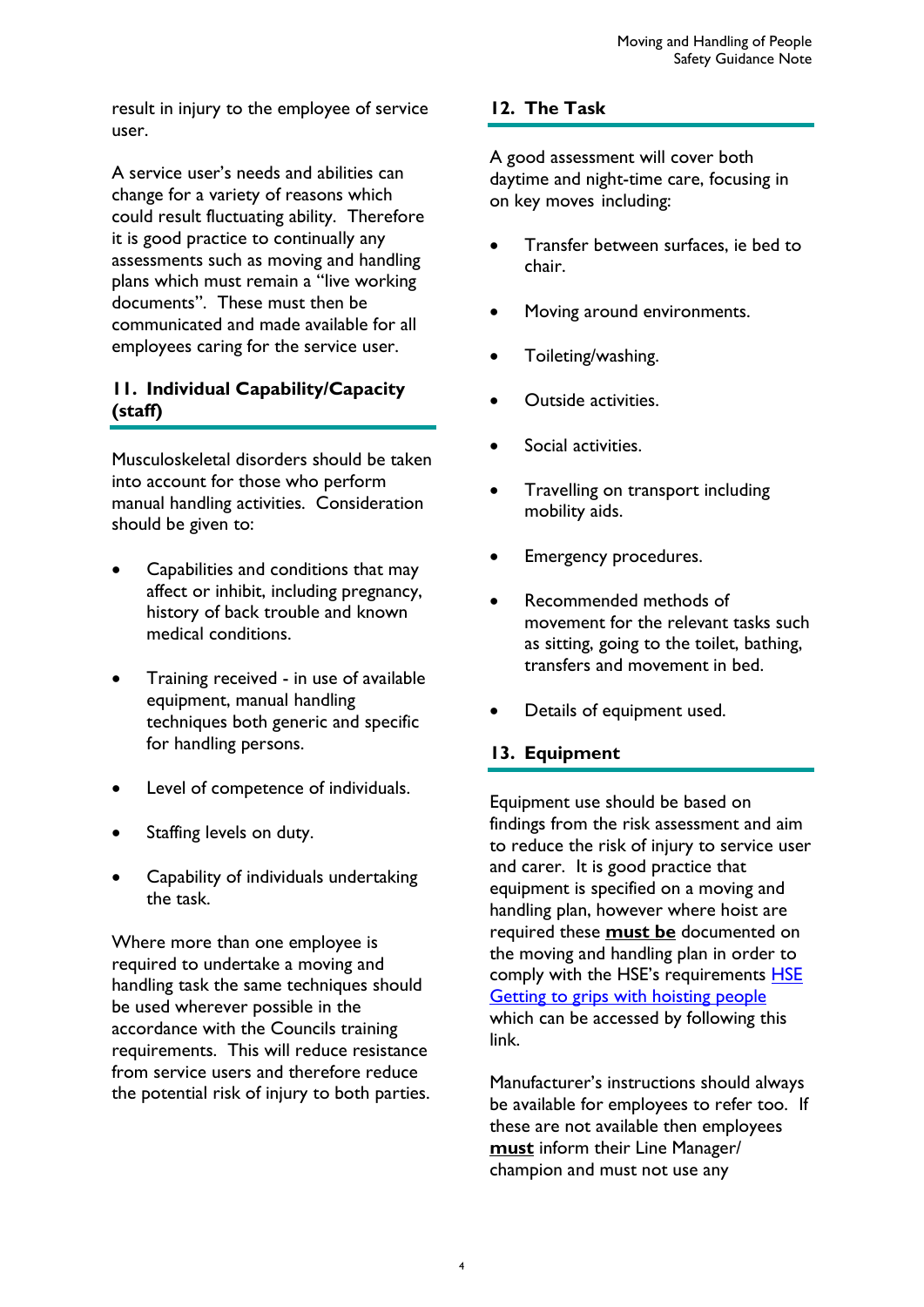result in injury to the employee of service user.

A service user's needs and abilities can change for a variety of reasons which could result fluctuating ability. Therefore it is good practice to continually any assessments such as moving and handling plans which must remain a "live working documents". These must then be communicated and made available for all employees caring for the service user.

## 11. Individual Capability/Capacity (staff)

Musculoskeletal disorders should be taken into account for those who perform manual handling activities. Consideration should be given to:

- Capabilities and conditions that may affect or inhibit, including pregnancy, history of back trouble and known medical conditions.
- Training received - in use of available equipment, manual handling techniques both generic and specific for handling persons.
- Level of competence of individuals.
- Staffing levels on duty.
- Capability of individuals undertaking the task.

Where more than one employee is required to undertake a moving and handling task the same techniques should be used wherever possible in the accordance with the Councils training requirements. This will reduce resistance from service users and therefore reduce the potential risk of injury to both parties.

## 12. The Task

A good assessment will cover both daytime and night-time care, focusing in on key moves including:

- Transfer between surfaces, ie bed to chair.
- Moving around environments.
- Toileting/washing.
- Outside activities.
- Social activities.
- Travelling on transport including mobility aids.
- Emergency procedures.
- Recommended methods of movement for the relevant tasks such as sitting, going to the toilet, bathing, transfers and movement in bed.
- Details of equipment used.

## 13. Equipment

Equipment use should be based on findings from the risk assessment and aim to reduce the risk of injury to service user and carer. It is good practice that equipment is specified on a moving and handling plan, however where hoist are required these **must be** documented on the moving and handling plan in order to comply with the HSE's requirements [HSE Getting to grips with hoisting people] which can be accessed by following this link.

Manufacturer's instructions should always be available for employees to refer too. If these are not available then employees **must** inform their Line Manager/ champion and must not use any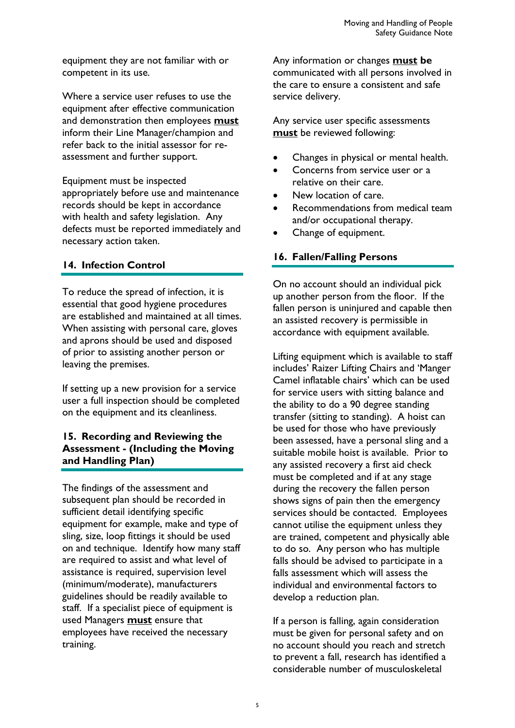equipment they are not familiar with or competent in its use.

Where a service user refuses to use the equipment after effective communication and demonstration then employees **must** inform their Line Manager/champion and refer back to the initial assessor for re-assessment and further support.

Equipment must be inspected appropriately before use and maintenance records should be kept in accordance with health and safety legislation. Any defects must be reported immediately and necessary action taken.

## 14. Infection Control

To reduce the spread of infection, it is essential that good hygiene procedures are established and maintained at all times. When assisting with personal care, gloves and aprons should be used and disposed of prior to assisting another person or leaving the premises.

If setting up a new provision for a service user a full inspection should be completed on the equipment and its cleanliness.

## 15. Recording and Reviewing the Assessment - (Including the Moving and Handling Plan)

The findings of the assessment and subsequent plan should be recorded in sufficient detail identifying specific equipment for example, make and type of sling, size, loop fittings it should be used on and technique. Identify how many staff are required to assist and what level of assistance is required, supervision level (minimum/moderate), manufacturers guidelines should be readily available to staff. If a specialist piece of equipment is used Managers **must** ensure that employees have received the necessary training.

Any information or changes **must be** communicated with all persons involved in the care to ensure a consistent and safe service delivery.

Any service user specific assessments **must** be reviewed following:

- Changes in physical or mental health.
- Concerns from service user or a relative on their care.
- New location of care.
- Recommendations from medical team and/or occupational therapy.
- Change of equipment.

## 16. Fallen/Falling Persons

On no account should an individual pick up another person from the floor. If the fallen person is uninjured and capable then an assisted recovery is permissible in accordance with equipment available.

Lifting equipment which is available to staff includes' Raizer Lifting Chairs and 'Manger Camel inflatable chairs' which can be used for service users with sitting balance and the ability to do a 90 degree standing transfer (sitting to standing). A hoist can be used for those who have previously been assessed, have a personal sling and a suitable mobile hoist is available. Prior to any assisted recovery a first aid check must be completed and if at any stage during the recovery the fallen person shows signs of pain then the emergency services should be contacted. Employees cannot utilise the equipment unless they are trained, competent and physically able to do so. Any person who has multiple falls should be advised to participate in a falls assessment which will assess the individual and environmental factors to develop a reduction plan.

If a person is falling, again consideration must be given for personal safety and on no account should you reach and stretch to prevent a fall, research has identified a considerable number of musculoskeletal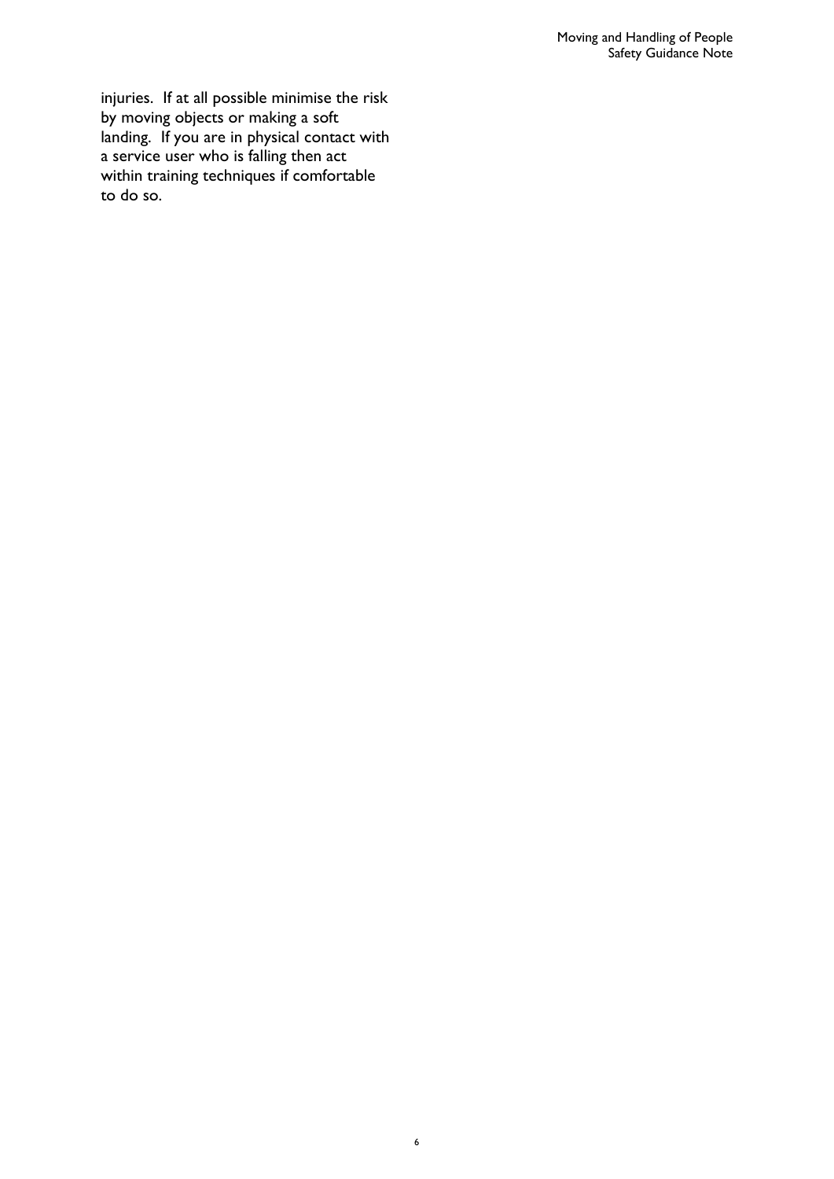injuries. If at all possible minimise the risk by moving objects or making a soft landing. If you are in physical contact with a service user who is falling then act within training techniques if comfortable to do so.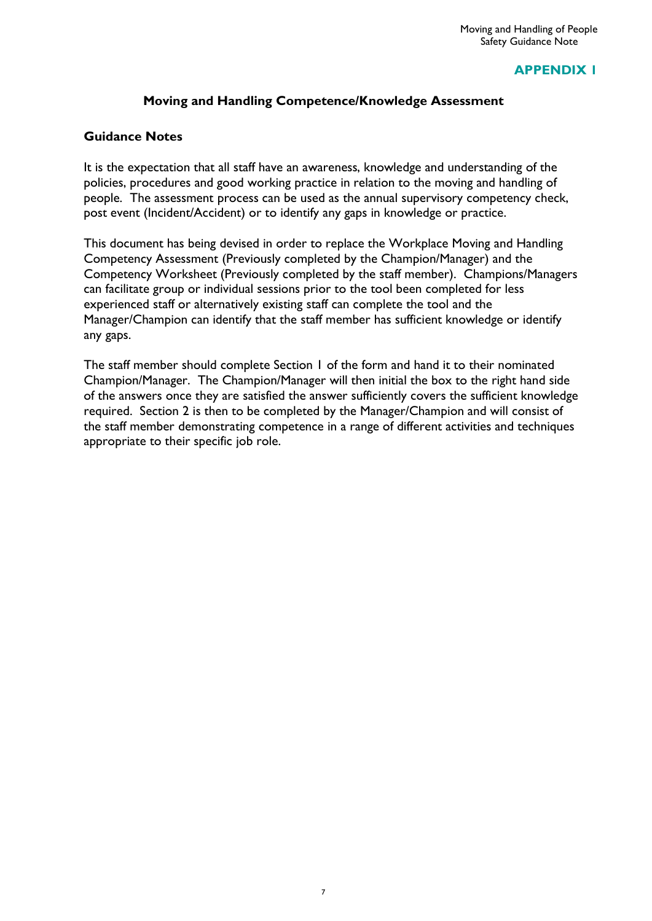## APPENDIX 1

### Moving and Handling Competence/Knowledge Assessment

#### Guidance Notes

It is the expectation that all staff have an awareness, knowledge and understanding of the policies, procedures and good working practice in relation to the moving and handling of people. The assessment process can be used as the annual supervisory competency check, post event (Incident/Accident) or to identify any gaps in knowledge or practice.

This document has being devised in order to replace the Workplace Moving and Handling Competency Assessment (Previously completed by the Champion/Manager) and the Competency Worksheet (Previously completed by the staff member). Champions/Managers can facilitate group or individual sessions prior to the tool been completed for less experienced staff or alternatively existing staff can complete the tool and the Manager/Champion can identify that the staff member has sufficient knowledge or identify any gaps.

The staff member should complete Section 1 of the form and hand it to their nominated Champion/Manager. The Champion/Manager will then initial the box to the right hand side of the answers once they are satisfied the answer sufficiently covers the sufficient knowledge required. Section 2 is then to be completed by the Manager/Champion and will consist of the staff member demonstrating competence in a range of different activities and techniques appropriate to their specific job role.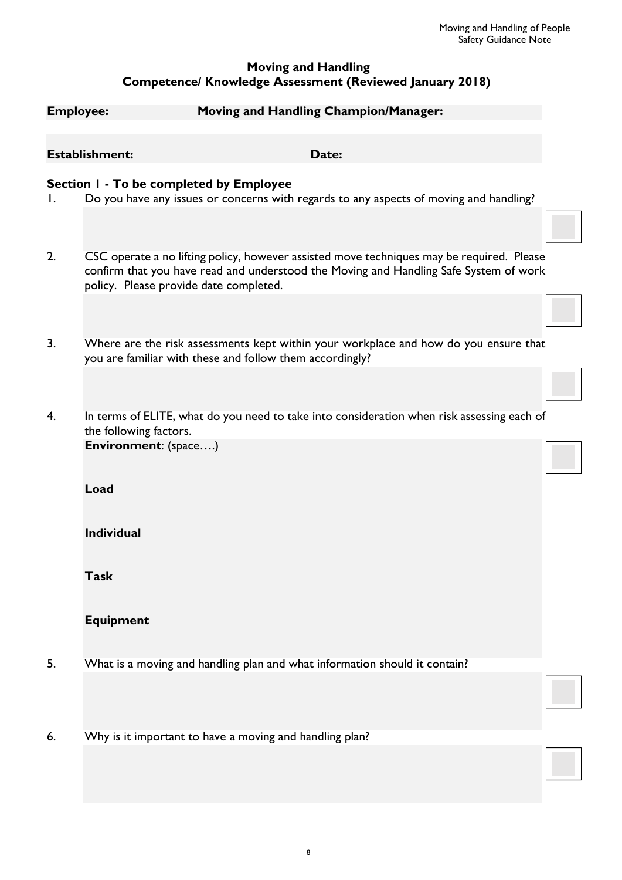## Moving and Handling
## Competence/ Knowledge Assessment (Reviewed January 2018)

**Employee:** **Moving and Handling Champion/Manager:**

**Establishment:** **Date:**

### Section 1 - To be completed by Employee

1. Do you have any issues or concerns with regards to any aspects of moving and handling?

2. CSC operate a no lifting policy, however assisted move techniques may be required. Please confirm that you have read and understood the Moving and Handling Safe System of work policy. Please provide date completed.

3. Where are the risk assessments kept within your workplace and how do you ensure that you are familiar with these and follow them accordingly?

4. In terms of ELITE, what do you need to take into consideration when risk assessing each of the following factors.

   **Environment**: (space….)

   **Load**

   **Individual**

   **Task**

   **Equipment**

5. What is a moving and handling plan and what information should it contain?

6. Why is it important to have a moving and handling plan?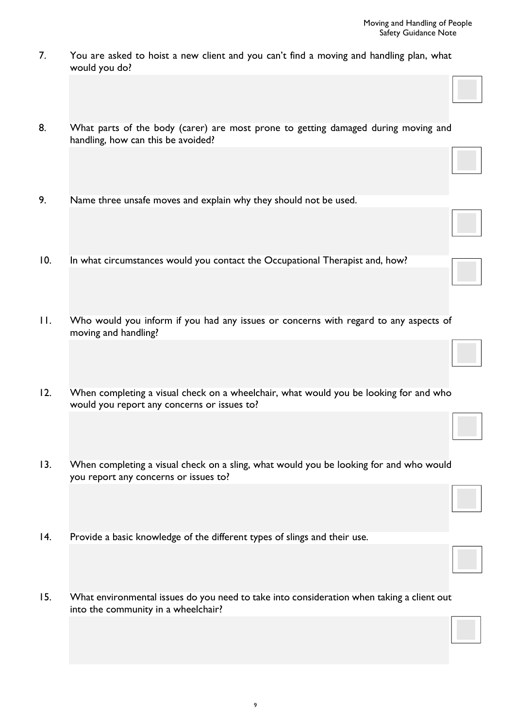7. You are asked to hoist a new client and you can't find a moving and handling plan, what would you do?

8. What parts of the body (carer) are most prone to getting damaged during moving and handling, how can this be avoided?

9. Name three unsafe moves and explain why they should not be used.

10. In what circumstances would you contact the Occupational Therapist and, how?

11. Who would you inform if you had any issues or concerns with regard to any aspects of moving and handling?

12. When completing a visual check on a wheelchair, what would you be looking for and who would you report any concerns or issues to?

13. When completing a visual check on a sling, what would you be looking for and who would you report any concerns or issues to?

14. Provide a basic knowledge of the different types of slings and their use.

15. What environmental issues do you need to take into consideration when taking a client out into the community in a wheelchair?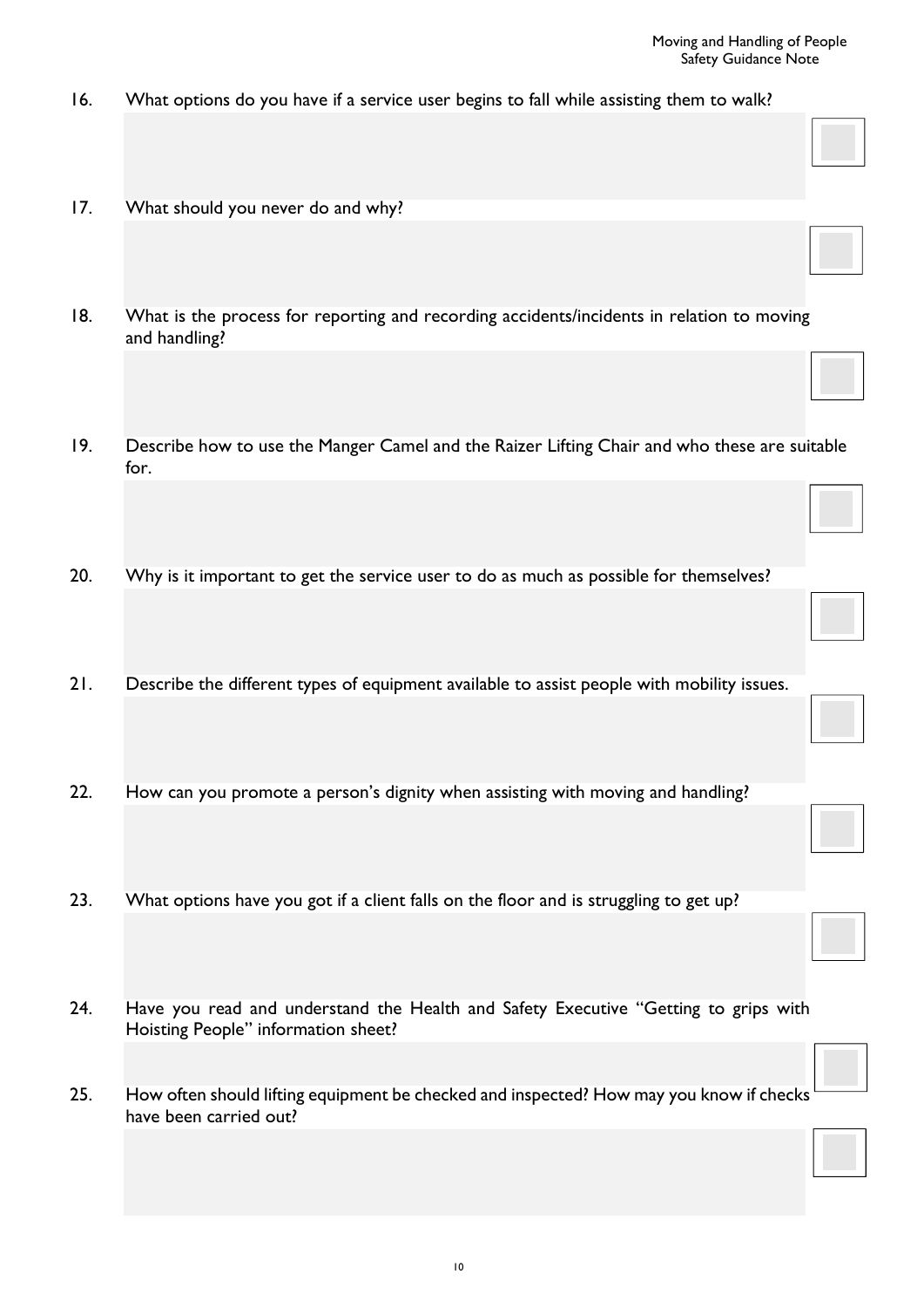16. What options do you have if a service user begins to fall while assisting them to walk?

17. What should you never do and why?

18. What is the process for reporting and recording accidents/incidents in relation to moving and handling?

19. Describe how to use the Manger Camel and the Raizer Lifting Chair and who these are suitable for.

20. Why is it important to get the service user to do as much as possible for themselves?

21. Describe the different types of equipment available to assist people with mobility issues.

22. How can you promote a person's dignity when assisting with moving and handling?

23. What options have you got if a client falls on the floor and is struggling to get up?

24. Have you read and understand the Health and Safety Executive "Getting to grips with Hoisting People" information sheet?

25. How often should lifting equipment be checked and inspected? How may you know if checks have been carried out?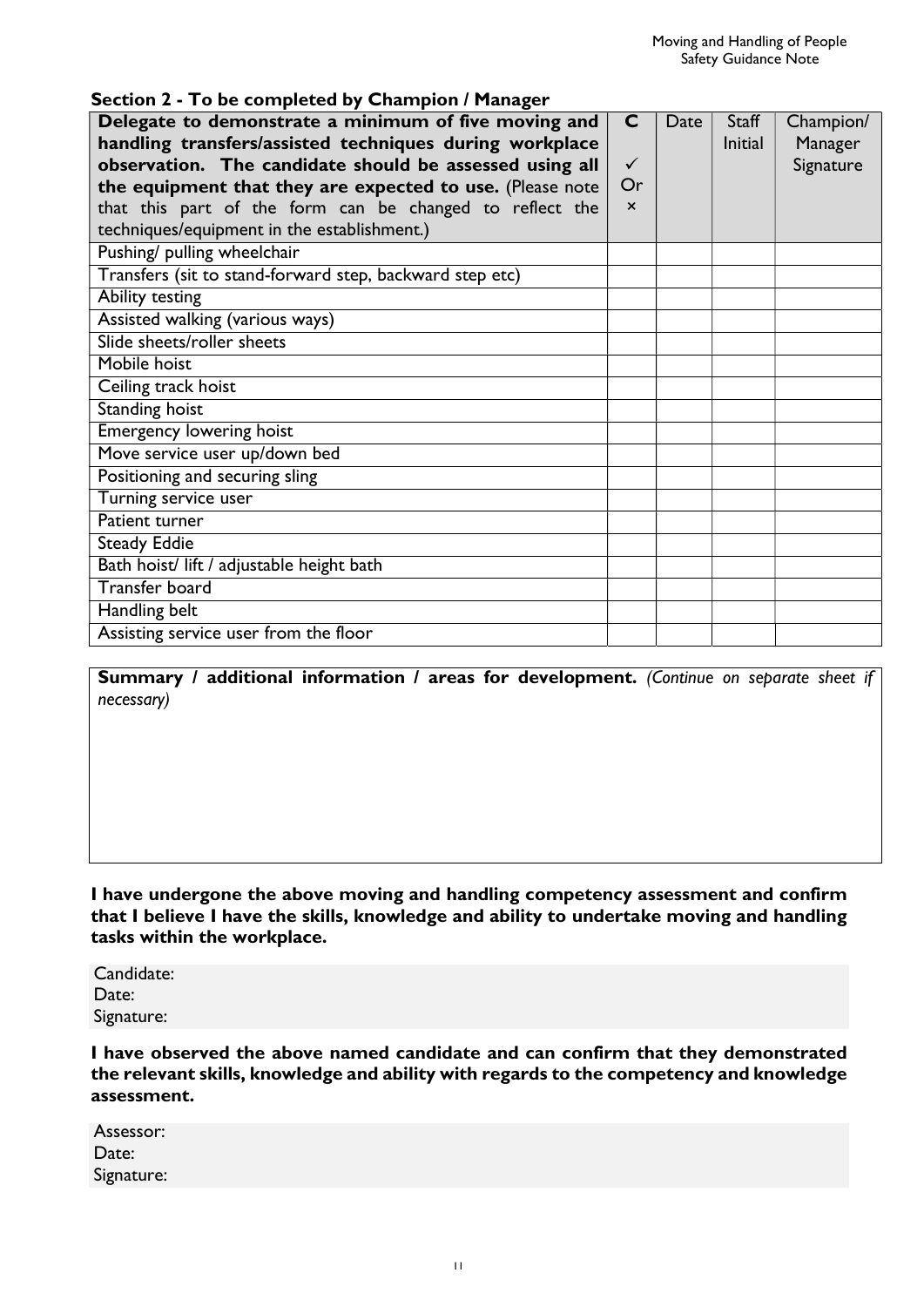## Section 2 - To be completed by Champion / Manager

| **Delegate to demonstrate a minimum of five moving and handling transfers/assisted techniques during workplace observation. The candidate should be assessed using all the equipment that they are expected to use.** (Please note that this part of the form can be changed to reflect the techniques/equipment in the establishment.) | C ✓ Or × | Date | Staff Initial | Champion/ Manager Signature |
|---|---|---|---|---|
| Pushing/ pulling wheelchair | | | | |
| Transfers (sit to stand-forward step, backward step etc) | | | | |
| Ability testing | | | | |
| Assisted walking (various ways) | | | | |
| Slide sheets/roller sheets | | | | |
| Mobile hoist | | | | |
| Ceiling track hoist | | | | |
| Standing hoist | | | | |
| Emergency lowering hoist | | | | |
| Move service user up/down bed | | | | |
| Positioning and securing sling | | | | |
| Turning service user | | | | |
| Patient turner | | | | |
| Steady Eddie | | | | |
| Bath hoist/ lift / adjustable height bath | | | | |
| Transfer board | | | | |
| Handling belt | | | | |
| Assisting service user from the floor | | | | |

| **Summary / additional information / areas for development.** *(Continue on separate sheet if necessary)* |
|---|
| |

**I have undergone the above moving and handling competency assessment and confirm that I believe I have the skills, knowledge and ability to undertake moving and handling tasks within the workplace.**

Candidate:
Date:
Signature:

**I have observed the above named candidate and can confirm that they demonstrated the relevant skills, knowledge and ability with regards to the competency and knowledge assessment.**

Assessor:
Date:
Signature: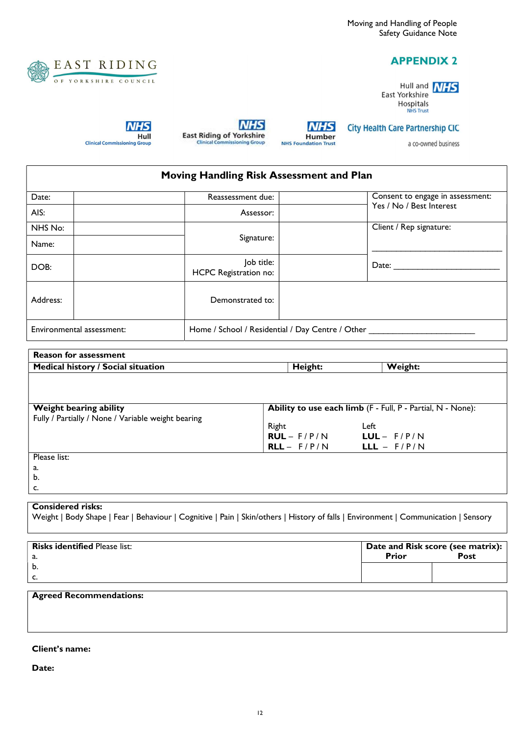## APPENDIX 2

East Riding of Yorkshire Council

Hull and East Yorkshire Hospitals NHS Trust

NHS Hull Clinical Commissioning Group | NHS East Riding of Yorkshire Clinical Commissioning Group | NHS Humber NHS Foundation Trust | City Health Care Partnership CIC a co-owned business

### Moving Handling Risk Assessment and Plan

| | | | | |
|---|---|---|---|---|
| Date: | | Reassessment due: | | Consent to engage in assessment: Yes / No / Best Interest |
| AIS: | | Assessor: | | |
| NHS No: | | Signature: | | Client / Rep signature: ______________________________ |
| Name: | | | | |
| DOB: | | Job title: HCPC Registration no: | | Date: ______________________ |
| Address: | | Demonstrated to: | | |
| Environmental assessment: | Home / School / Residential / Day Centre / Other ______________________ | | | |

| | | |
|---|---|---|
| **Reason for assessment** | | |
| **Medical history / Social situation** | **Height:** | **Weight:** |
| | | |

| | |
|---|---|
| **Weight bearing ability**<br>Fully / Partially / None / Variable weight bearing | **Ability to use each limb** (F - Full, P - Partial, N - None):<br>Right: **RUL** – F / P / N; **RLL** – F / P / N<br>Left: **LUL** – F / P / N; **LLL** – F / P / N |

Please list:
a.
b.
c.

**Considered risks:**
Weight | Body Shape | Fear | Behaviour | Cognitive | Pain | Skin/others | History of falls | Environment | Communication | Sensory

| **Risks identified** Please list: | **Date and Risk score (see matrix):** Prior | Post |
|---|---|---|
| a.<br>b.<br>c. | | |

**Agreed Recommendations:**

**Client's name:**

**Date:**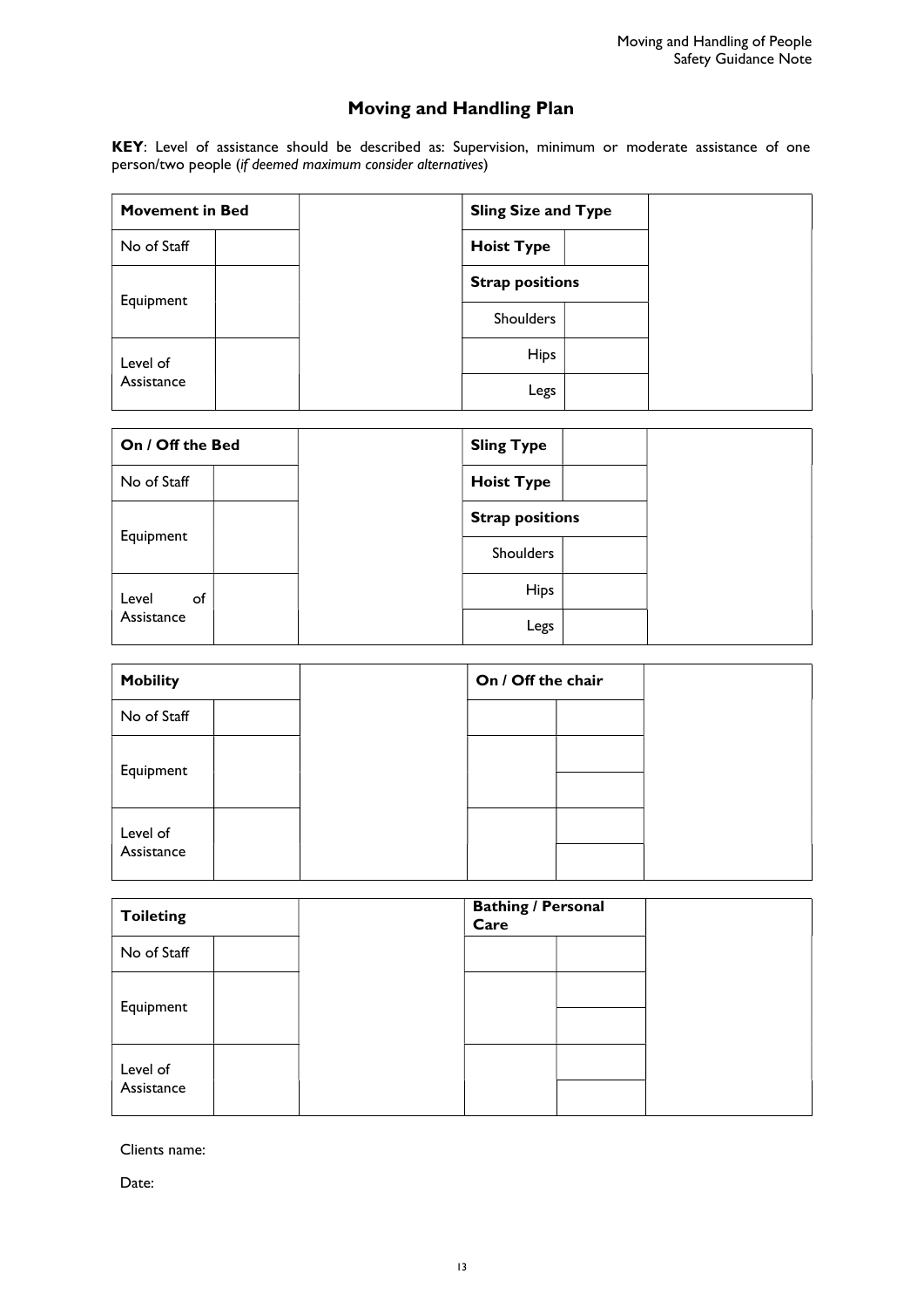## Moving and Handling Plan

**KEY**: Level of assistance should be described as: Supervision, minimum or moderate assistance of one person/two people (*if deemed maximum consider alternatives*)

| **Movement in Bed** | | | **Sling Size and Type** | | |
|---|---|---|---|---|---|
| No of Staff | | | **Hoist Type** | | |
| Equipment | | | **Strap positions** | | |
| | | | Shoulders | | |
| Level of Assistance | | | Hips | | |
| | | | Legs | | |

| **On / Off the Bed** | | | **Sling Type** | | |
|---|---|---|---|---|---|
| No of Staff | | | **Hoist Type** | | |
| Equipment | | | **Strap positions** | | |
| | | | Shoulders | | |
| Level of Assistance | | | Hips | | |
| | | | Legs | | |

| **Mobility** | | | **On / Off the chair** | | |
|---|---|---|---|---|---|
| No of Staff | | | | | |
| Equipment | | | | | |
| | | | | | |
| Level of Assistance | | | | | |
| | | | | | |

| **Toileting** | | | **Bathing / Personal Care** | | |
|---|---|---|---|---|---|
| No of Staff | | | | | |
| Equipment | | | | | |
| | | | | | |
| Level of Assistance | | | | | |
| | | | | | |

Clients name:

Date: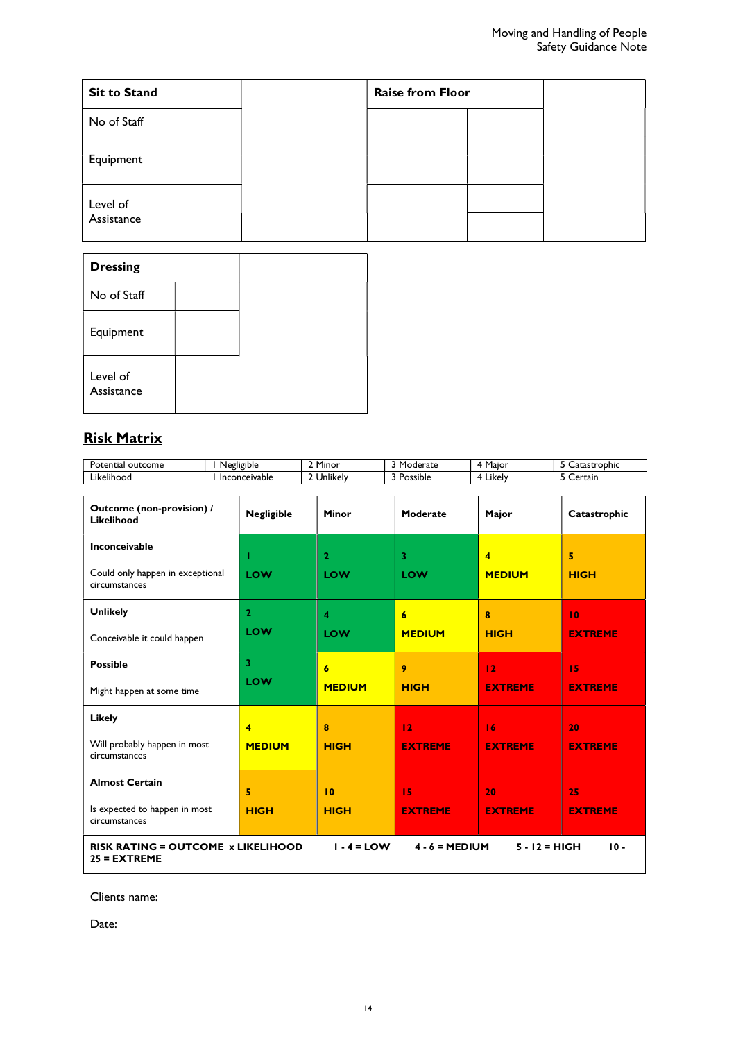| Sit to Stand | | | Raise from Floor | | |
|---|---|---|---|---|---|
| No of Staff | | | | | |
| Equipment | | | | | |
| Level of Assistance | | | | | |

| Dressing | | |
|---|---|---|
| No of Staff | | |
| Equipment | | |
| Level of Assistance | | |

## Risk Matrix

| | | | | | |
|---|---|---|---|---|---|
| Potential outcome | 1 Negligible | 2 Minor | 3 Moderate | 4 Major | 5 Catastrophic |
| Likelihood | 1 Inconceivable | 2 Unlikely | 3 Possible | 4 Likely | 5 Certain |

| **Outcome (non-provision) / Likelihood** | **Negligible** | **Minor** | **Moderate** | **Major** | **Catastrophic** |
|---|---|---|---|---|---|
| **Inconceivable**<br><br>Could only happen in exceptional circumstances | **1 LOW** | **2 LOW** | **3 LOW** | **4 MEDIUM** | **5 HIGH** |
| **Unlikely**<br><br>Conceivable it could happen | **2 LOW** | **4 LOW** | **6 MEDIUM** | **8 HIGH** | **10 EXTREME** |
| **Possible**<br><br>Might happen at some time | **3 LOW** | **6 MEDIUM** | **9 HIGH** | **12 EXTREME** | **15 EXTREME** |
| **Likely**<br><br>Will probably happen in most circumstances | **4 MEDIUM** | **8 HIGH** | **12 EXTREME** | **16 EXTREME** | **20 EXTREME** |
| **Almost Certain**<br><br>Is expected to happen in most circumstances | **5 HIGH** | **10 HIGH** | **15 EXTREME** | **20 EXTREME** | **25 EXTREME** |

**RISK RATING = OUTCOME x LIKELIHOOD 1 - 4 = LOW 4 - 6 = MEDIUM 5 - 12 = HIGH 10 - 25 = EXTREME**

Clients name:

Date: